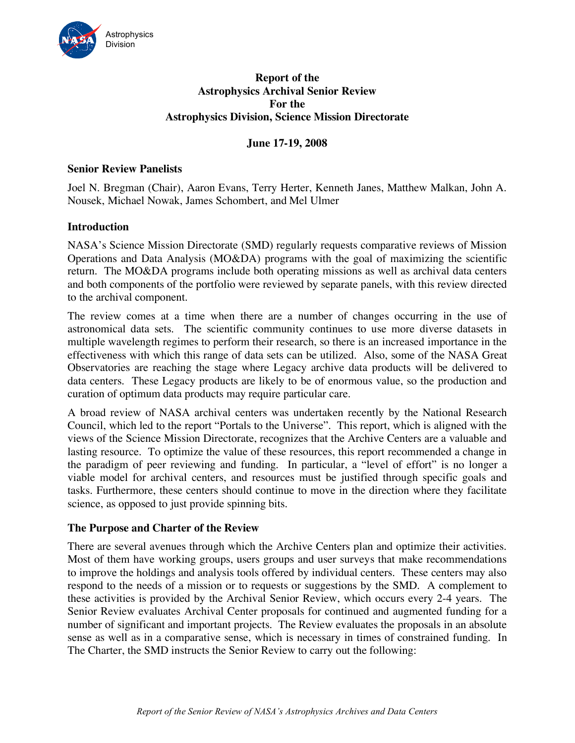Astrophysics Division

# Report of the Astrophysics Archival Senior Review For the Astrophysics Division, Science Mission Directorate

**June 17-19, 2008**

## Senior Review Panelists

Joel N. Bregman (Chair), Aaron Evans, Terry Herter, Kenneth Janes, Matthew Malkan, John A. Nousek, Michael Nowak, James Schombert, and Mel Ulmer

## Introduction

NASA's Science Mission Directorate (SMD) regularly requests comparative reviews of Mission Operations and Data Analysis (MO&DA) programs with the goal of maximizing the scientific return. The MO&DA programs include both operating missions as well as archival data centers and both components of the portfolio were reviewed by separate panels, with this review directed to the archival component.

The review comes at a time when there are a number of changes occurring in the use of astronomical data sets. The scientific community continues to use more diverse datasets in multiple wavelength regimes to perform their research, so there is an increased importance in the effectiveness with which this range of data sets can be utilized. Also, some of the NASA Great Observatories are reaching the stage where Legacy archive data products will be delivered to data centers. These Legacy products are likely to be of enormous value, so the production and curation of optimum data products may require particular care.

A broad review of NASA archival centers was undertaken recently by the National Research Council, which led to the report "Portals to the Universe". This report, which is aligned with the views of the Science Mission Directorate, recognizes that the Archive Centers are a valuable and lasting resource. To optimize the value of these resources, this report recommended a change in the paradigm of peer reviewing and funding. In particular, a "level of effort" is no longer a viable model for archival centers, and resources must be justified through specific goals and tasks. Furthermore, these centers should continue to move in the direction where they facilitate science, as opposed to just provide spinning bits.

## The Purpose and Charter of the Review

There are several avenues through which the Archive Centers plan and optimize their activities. Most of them have working groups, users groups and user surveys that make recommendations to improve the holdings and analysis tools offered by individual centers. These centers may also respond to the needs of a mission or to requests or suggestions by the SMD. A complement to these activities is provided by the Archival Senior Review, which occurs every 2-4 years. The Senior Review evaluates Archival Center proposals for continued and augmented funding for a number of significant and important projects. The Review evaluates the proposals in an absolute sense as well as in a comparative sense, which is necessary in times of constrained funding. In The Charter, the SMD instructs the Senior Review to carry out the following: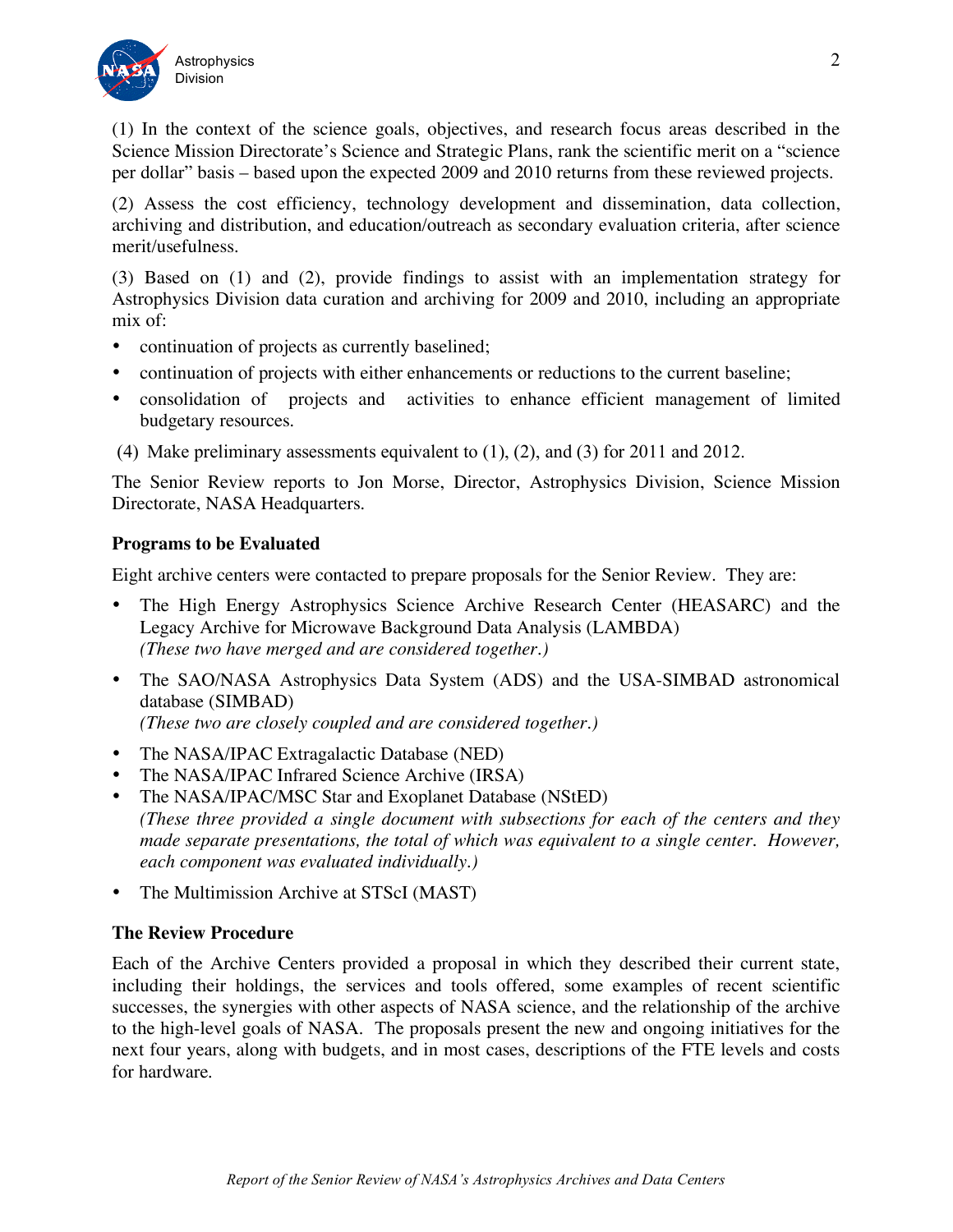(1) In the context of the science goals, objectives, and research focus areas described in the Science Mission Directorate's Science and Strategic Plans, rank the scientific merit on a "science per dollar" basis – based upon the expected 2009 and 2010 returns from these reviewed projects.

(2) Assess the cost efficiency, technology development and dissemination, data collection, archiving and distribution, and education/outreach as secondary evaluation criteria, after science merit/usefulness.

(3) Based on (1) and (2), provide findings to assist with an implementation strategy for Astrophysics Division data curation and archiving for 2009 and 2010, including an appropriate mix of:

- continuation of projects as currently baselined;
- continuation of projects with either enhancements or reductions to the current baseline;
- consolidation of projects and activities to enhance efficient management of limited budgetary resources.

(4) Make preliminary assessments equivalent to (1), (2), and (3) for 2011 and 2012.

The Senior Review reports to Jon Morse, Director, Astrophysics Division, Science Mission Directorate, NASA Headquarters.

**Programs to be Evaluated**

Eight archive centers were contacted to prepare proposals for the Senior Review. They are:

- The High Energy Astrophysics Science Archive Research Center (HEASARC) and the Legacy Archive for Microwave Background Data Analysis (LAMBDA)
  *(These two have merged and are considered together.)*
- The SAO/NASA Astrophysics Data System (ADS) and the USA-SIMBAD astronomical database (SIMBAD)
  *(These two are closely coupled and are considered together.)*
- The NASA/IPAC Extragalactic Database (NED)
- The NASA/IPAC Infrared Science Archive (IRSA)
- The NASA/IPAC/MSC Star and Exoplanet Database (NStED)
  *(These three provided a single document with subsections for each of the centers and they made separate presentations, the total of which was equivalent to a single center. However, each component was evaluated individually.)*
- The Multimission Archive at STScI (MAST)

**The Review Procedure**

Each of the Archive Centers provided a proposal in which they described their current state, including their holdings, the services and tools offered, some examples of recent scientific successes, the synergies with other aspects of NASA science, and the relationship of the archive to the high-level goals of NASA. The proposals present the new and ongoing initiatives for the next four years, along with budgets, and in most cases, descriptions of the FTE levels and costs for hardware.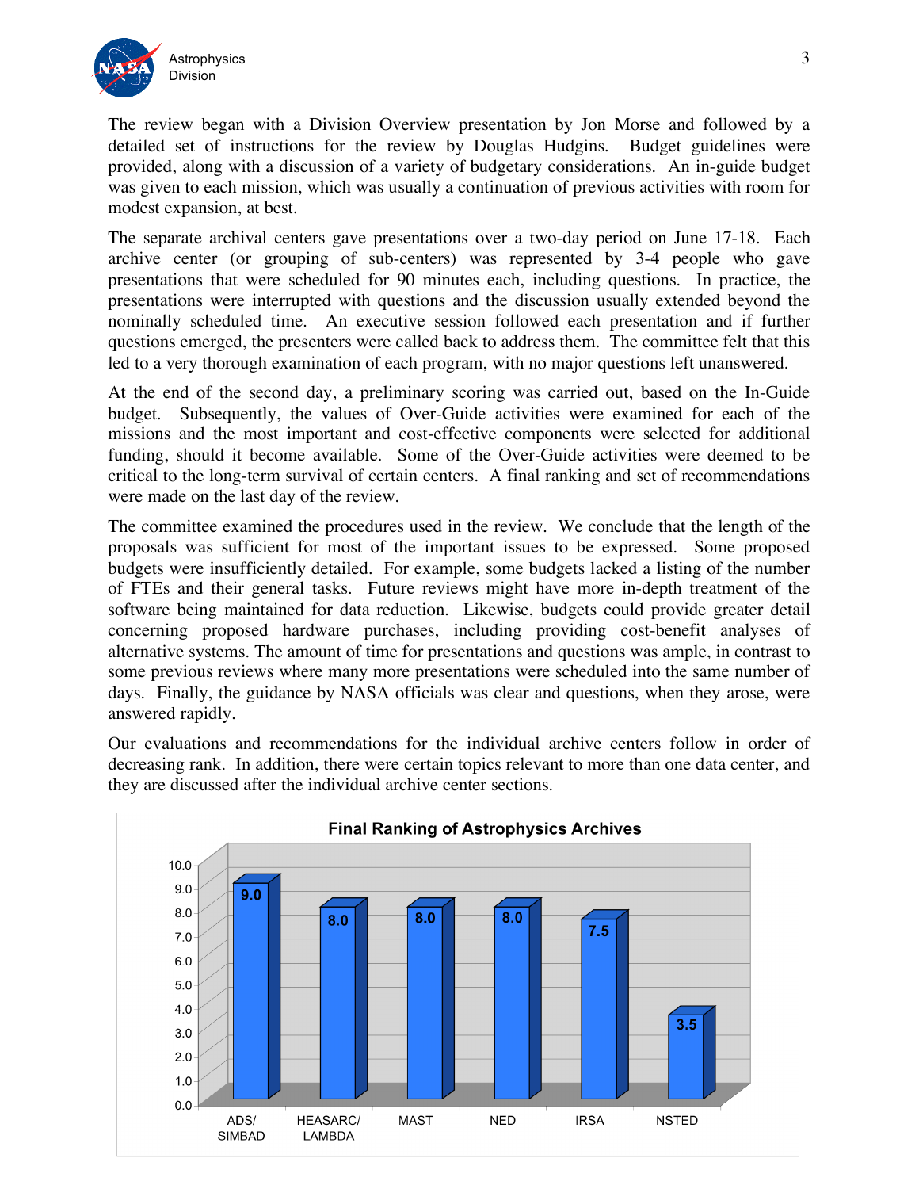The review began with a Division Overview presentation by Jon Morse and followed by a detailed set of instructions for the review by Douglas Hudgins. Budget guidelines were provided, along with a discussion of a variety of budgetary considerations. An in-guide budget was given to each mission, which was usually a continuation of previous activities with room for modest expansion, at best.

The separate archival centers gave presentations over a two-day period on June 17-18. Each archive center (or grouping of sub-centers) was represented by 3-4 people who gave presentations that were scheduled for 90 minutes each, including questions. In practice, the presentations were interrupted with questions and the discussion usually extended beyond the nominally scheduled time. An executive session followed each presentation and if further questions emerged, the presenters were called back to address them. The committee felt that this led to a very thorough examination of each program, with no major questions left unanswered.

At the end of the second day, a preliminary scoring was carried out, based on the In-Guide budget. Subsequently, the values of Over-Guide activities were examined for each of the missions and the most important and cost-effective components were selected for additional funding, should it become available. Some of the Over-Guide activities were deemed to be critical to the long-term survival of certain centers. A final ranking and set of recommendations were made on the last day of the review.

The committee examined the procedures used in the review. We conclude that the length of the proposals was sufficient for most of the important issues to be expressed. Some proposed budgets were insufficiently detailed. For example, some budgets lacked a listing of the number of FTEs and their general tasks. Future reviews might have more in-depth treatment of the software being maintained for data reduction. Likewise, budgets could provide greater detail concerning proposed hardware purchases, including providing cost-benefit analyses of alternative systems. The amount of time for presentations and questions was ample, in contrast to some previous reviews where many more presentations were scheduled into the same number of days. Finally, the guidance by NASA officials was clear and questions, when they arose, were answered rapidly.

Our evaluations and recommendations for the individual archive centers follow in order of decreasing rank. In addition, there were certain topics relevant to more than one data center, and they are discussed after the individual archive center sections.

**Final Ranking of Astrophysics Archives**

| Archive | Score |
|---|---|
| ADS/SIMBAD | 9.0 |
| HEASARC/LAMBDA | 8.0 |
| MAST | 8.0 |
| NED | 8.0 |
| IRSA | 7.5 |
| NSTED | 3.5 |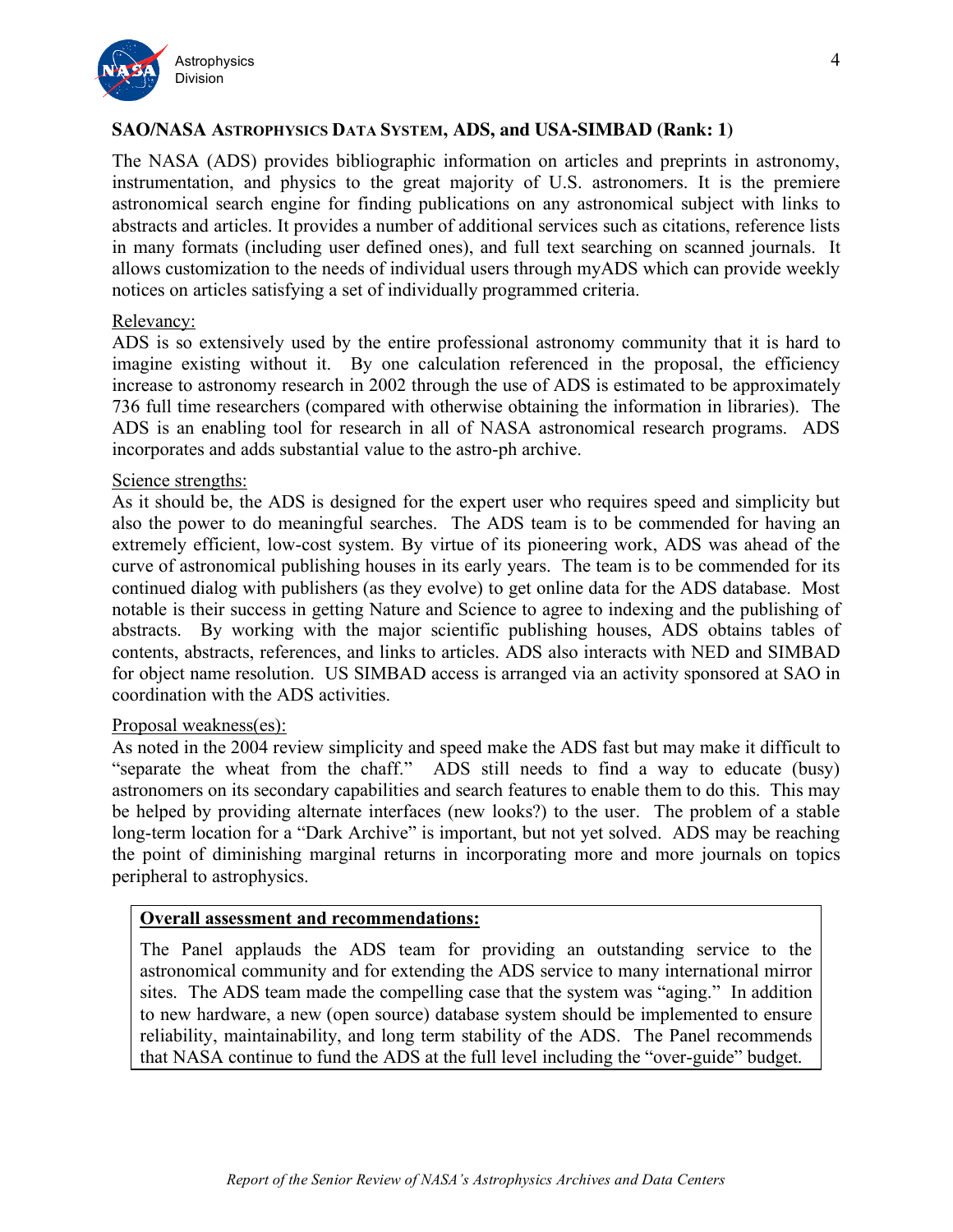### SAO/NASA ASTROPHYSICS DATA SYSTEM, ADS, and USA-SIMBAD (Rank: 1)

The NASA (ADS) provides bibliographic information on articles and preprints in astronomy, instrumentation, and physics to the great majority of U.S. astronomers. It is the premiere astronomical search engine for finding publications on any astronomical subject with links to abstracts and articles. It provides a number of additional services such as citations, reference lists in many formats (including user defined ones), and full text searching on scanned journals. It allows customization to the needs of individual users through myADS which can provide weekly notices on articles satisfying a set of individually programmed criteria.

Relevancy:
ADS is so extensively used by the entire professional astronomy community that it is hard to imagine existing without it. By one calculation referenced in the proposal, the efficiency increase to astronomy research in 2002 through the use of ADS is estimated to be approximately 736 full time researchers (compared with otherwise obtaining the information in libraries). The ADS is an enabling tool for research in all of NASA astronomical research programs. ADS incorporates and adds substantial value to the astro-ph archive.

Science strengths:
As it should be, the ADS is designed for the expert user who requires speed and simplicity but also the power to do meaningful searches. The ADS team is to be commended for having an extremely efficient, low-cost system. By virtue of its pioneering work, ADS was ahead of the curve of astronomical publishing houses in its early years. The team is to be commended for its continued dialog with publishers (as they evolve) to get online data for the ADS database. Most notable is their success in getting Nature and Science to agree to indexing and the publishing of abstracts. By working with the major scientific publishing houses, ADS obtains tables of contents, abstracts, references, and links to articles. ADS also interacts with NED and SIMBAD for object name resolution. US SIMBAD access is arranged via an activity sponsored at SAO in coordination with the ADS activities.

Proposal weakness(es):
As noted in the 2004 review simplicity and speed make the ADS fast but may make it difficult to "separate the wheat from the chaff." ADS still needs to find a way to educate (busy) astronomers on its secondary capabilities and search features to enable them to do this. This may be helped by providing alternate interfaces (new looks?) to the user. The problem of a stable long-term location for a "Dark Archive" is important, but not yet solved. ADS may be reaching the point of diminishing marginal returns in incorporating more and more journals on topics peripheral to astrophysics.

**Overall assessment and recommendations:**

The Panel applauds the ADS team for providing an outstanding service to the astronomical community and for extending the ADS service to many international mirror sites. The ADS team made the compelling case that the system was "aging." In addition to new hardware, a new (open source) database system should be implemented to ensure reliability, maintainability, and long term stability of the ADS. The Panel recommends that NASA continue to fund the ADS at the full level including the "over-guide" budget.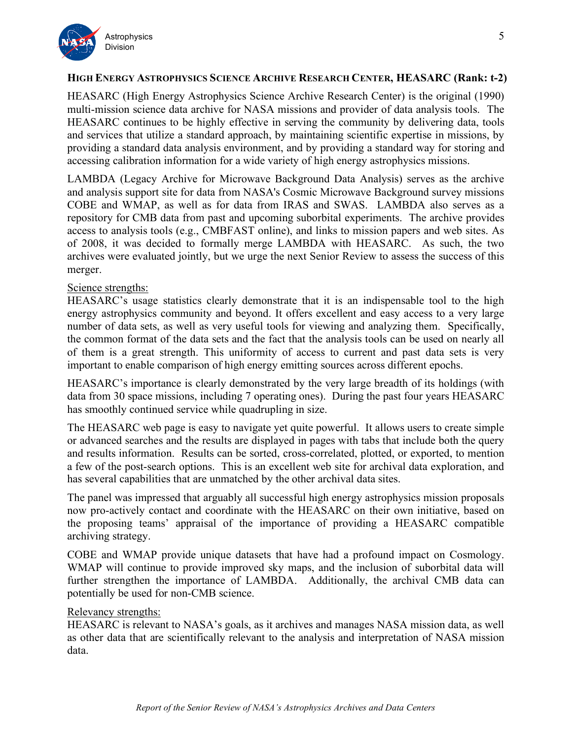### HIGH ENERGY ASTROPHYSICS SCIENCE ARCHIVE RESEARCH CENTER, HEASARC (Rank: t-2)

HEASARC (High Energy Astrophysics Science Archive Research Center) is the original (1990) multi-mission science data archive for NASA missions and provider of data analysis tools. The HEASARC continues to be highly effective in serving the community by delivering data, tools and services that utilize a standard approach, by maintaining scientific expertise in missions, by providing a standard data analysis environment, and by providing a standard way for storing and accessing calibration information for a wide variety of high energy astrophysics missions.

LAMBDA (Legacy Archive for Microwave Background Data Analysis) serves as the archive and analysis support site for data from NASA's Cosmic Microwave Background survey missions COBE and WMAP, as well as for data from IRAS and SWAS. LAMBDA also serves as a repository for CMB data from past and upcoming suborbital experiments. The archive provides access to analysis tools (e.g., CMBFAST online), and links to mission papers and web sites. As of 2008, it was decided to formally merge LAMBDA with HEASARC. As such, the two archives were evaluated jointly, but we urge the next Senior Review to assess the success of this merger.

<u>Science strengths:</u>
HEASARC's usage statistics clearly demonstrate that it is an indispensable tool to the high energy astrophysics community and beyond. It offers excellent and easy access to a very large number of data sets, as well as very useful tools for viewing and analyzing them. Specifically, the common format of the data sets and the fact that the analysis tools can be used on nearly all of them is a great strength. This uniformity of access to current and past data sets is very important to enable comparison of high energy emitting sources across different epochs.

HEASARC's importance is clearly demonstrated by the very large breadth of its holdings (with data from 30 space missions, including 7 operating ones). During the past four years HEASARC has smoothly continued service while quadrupling in size.

The HEASARC web page is easy to navigate yet quite powerful. It allows users to create simple or advanced searches and the results are displayed in pages with tabs that include both the query and results information. Results can be sorted, cross-correlated, plotted, or exported, to mention a few of the post-search options. This is an excellent web site for archival data exploration, and has several capabilities that are unmatched by the other archival data sites.

The panel was impressed that arguably all successful high energy astrophysics mission proposals now pro-actively contact and coordinate with the HEASARC on their own initiative, based on the proposing teams' appraisal of the importance of providing a HEASARC compatible archiving strategy.

COBE and WMAP provide unique datasets that have had a profound impact on Cosmology. WMAP will continue to provide improved sky maps, and the inclusion of suborbital data will further strengthen the importance of LAMBDA. Additionally, the archival CMB data can potentially be used for non-CMB science.

<u>Relevancy strengths:</u>
HEASARC is relevant to NASA's goals, as it archives and manages NASA mission data, as well as other data that are scientifically relevant to the analysis and interpretation of NASA mission data.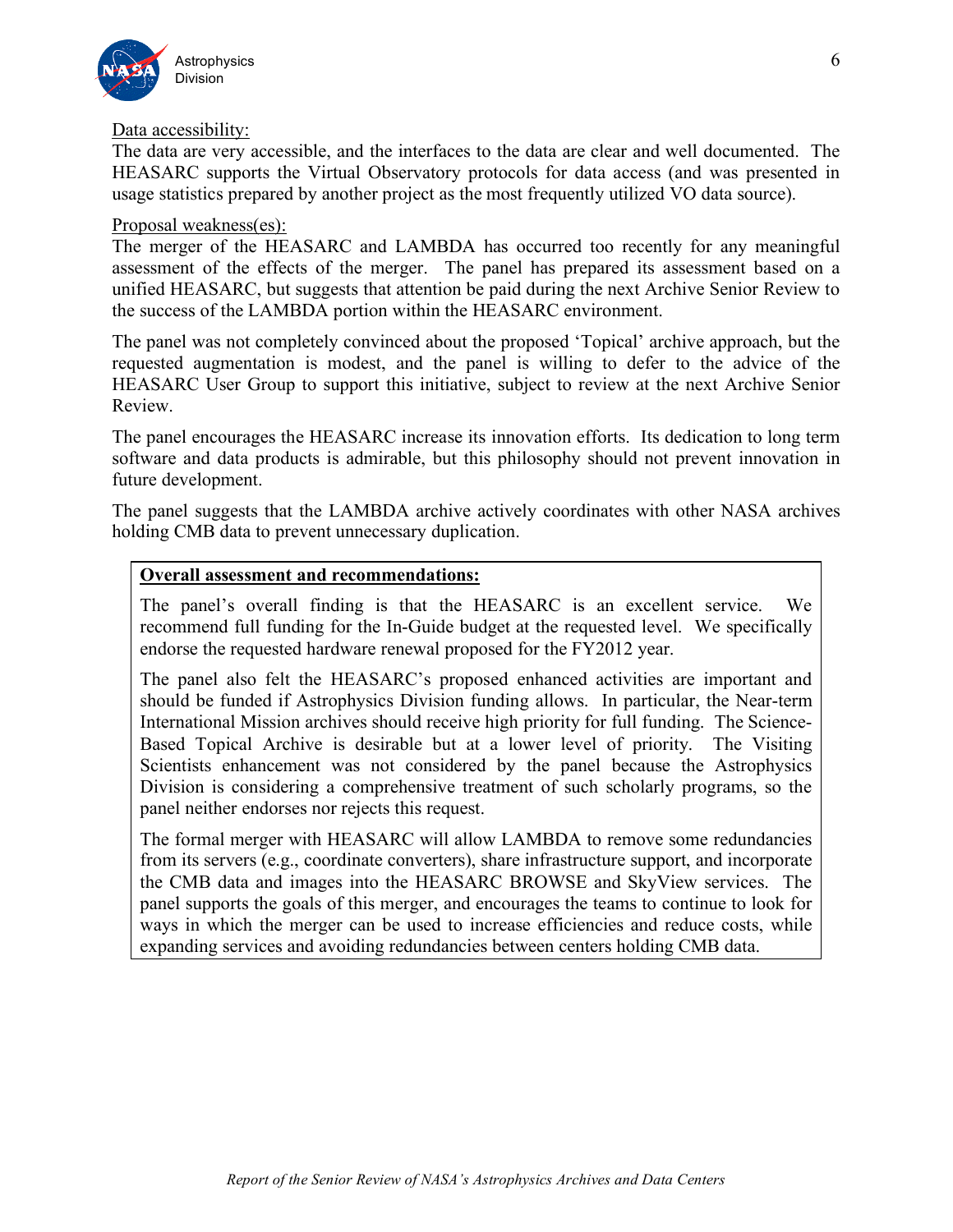Data accessibility:

The data are very accessible, and the interfaces to the data are clear and well documented. The HEASARC supports the Virtual Observatory protocols for data access (and was presented in usage statistics prepared by another project as the most frequently utilized VO data source).

Proposal weakness(es):

The merger of the HEASARC and LAMBDA has occurred too recently for any meaningful assessment of the effects of the merger. The panel has prepared its assessment based on a unified HEASARC, but suggests that attention be paid during the next Archive Senior Review to the success of the LAMBDA portion within the HEASARC environment.

The panel was not completely convinced about the proposed 'Topical' archive approach, but the requested augmentation is modest, and the panel is willing to defer to the advice of the HEASARC User Group to support this initiative, subject to review at the next Archive Senior Review.

The panel encourages the HEASARC increase its innovation efforts. Its dedication to long term software and data products is admirable, but this philosophy should not prevent innovation in future development.

The panel suggests that the LAMBDA archive actively coordinates with other NASA archives holding CMB data to prevent unnecessary duplication.

**Overall assessment and recommendations:**

The panel's overall finding is that the HEASARC is an excellent service. We recommend full funding for the In-Guide budget at the requested level. We specifically endorse the requested hardware renewal proposed for the FY2012 year.

The panel also felt the HEASARC's proposed enhanced activities are important and should be funded if Astrophysics Division funding allows. In particular, the Near-term International Mission archives should receive high priority for full funding. The Science-Based Topical Archive is desirable but at a lower level of priority. The Visiting Scientists enhancement was not considered by the panel because the Astrophysics Division is considering a comprehensive treatment of such scholarly programs, so the panel neither endorses nor rejects this request.

The formal merger with HEASARC will allow LAMBDA to remove some redundancies from its servers (e.g., coordinate converters), share infrastructure support, and incorporate the CMB data and images into the HEASARC BROWSE and SkyView services. The panel supports the goals of this merger, and encourages the teams to continue to look for ways in which the merger can be used to increase efficiencies and reduce costs, while expanding services and avoiding redundancies between centers holding CMB data.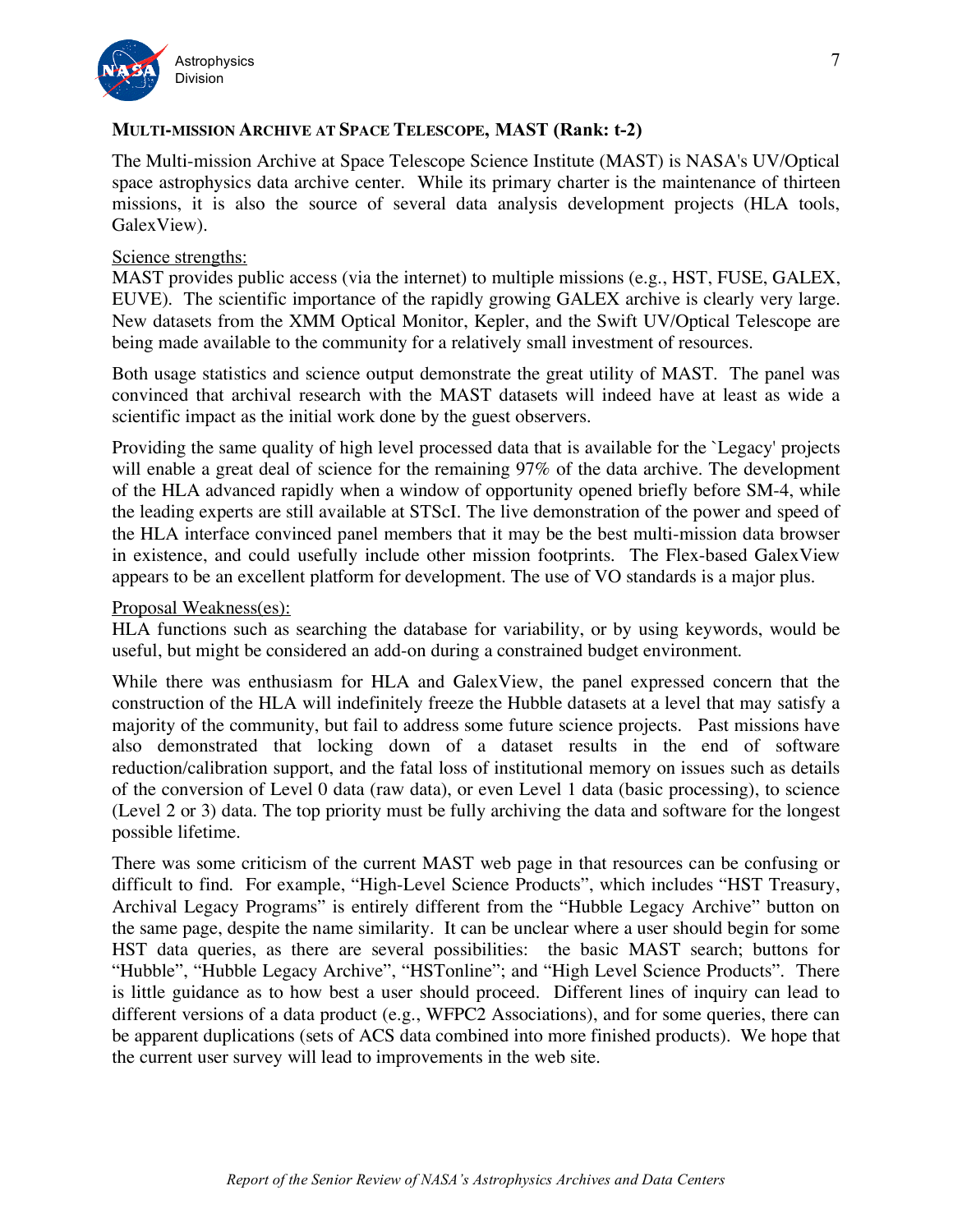### MULTI-MISSION ARCHIVE AT SPACE TELESCOPE, MAST (Rank: t-2)

The Multi-mission Archive at Space Telescope Science Institute (MAST) is NASA's UV/Optical space astrophysics data archive center. While its primary charter is the maintenance of thirteen missions, it is also the source of several data analysis development projects (HLA tools, GalexView).

Science strengths:
MAST provides public access (via the internet) to multiple missions (e.g., HST, FUSE, GALEX, EUVE). The scientific importance of the rapidly growing GALEX archive is clearly very large. New datasets from the XMM Optical Monitor, Kepler, and the Swift UV/Optical Telescope are being made available to the community for a relatively small investment of resources.

Both usage statistics and science output demonstrate the great utility of MAST. The panel was convinced that archival research with the MAST datasets will indeed have at least as wide a scientific impact as the initial work done by the guest observers.

Providing the same quality of high level processed data that is available for the `Legacy' projects will enable a great deal of science for the remaining 97% of the data archive. The development of the HLA advanced rapidly when a window of opportunity opened briefly before SM-4, while the leading experts are still available at STScI. The live demonstration of the power and speed of the HLA interface convinced panel members that it may be the best multi-mission data browser in existence, and could usefully include other mission footprints. The Flex-based GalexView appears to be an excellent platform for development. The use of VO standards is a major plus.

Proposal Weakness(es):
HLA functions such as searching the database for variability, or by using keywords, would be useful, but might be considered an add-on during a constrained budget environment.

While there was enthusiasm for HLA and GalexView, the panel expressed concern that the construction of the HLA will indefinitely freeze the Hubble datasets at a level that may satisfy a majority of the community, but fail to address some future science projects. Past missions have also demonstrated that locking down of a dataset results in the end of software reduction/calibration support, and the fatal loss of institutional memory on issues such as details of the conversion of Level 0 data (raw data), or even Level 1 data (basic processing), to science (Level 2 or 3) data. The top priority must be fully archiving the data and software for the longest possible lifetime.

There was some criticism of the current MAST web page in that resources can be confusing or difficult to find. For example, "High-Level Science Products", which includes "HST Treasury, Archival Legacy Programs" is entirely different from the "Hubble Legacy Archive" button on the same page, despite the name similarity. It can be unclear where a user should begin for some HST data queries, as there are several possibilities: the basic MAST search; buttons for "Hubble", "Hubble Legacy Archive", "HSTonline"; and "High Level Science Products". There is little guidance as to how best a user should proceed. Different lines of inquiry can lead to different versions of a data product (e.g., WFPC2 Associations), and for some queries, there can be apparent duplications (sets of ACS data combined into more finished products). We hope that the current user survey will lead to improvements in the web site.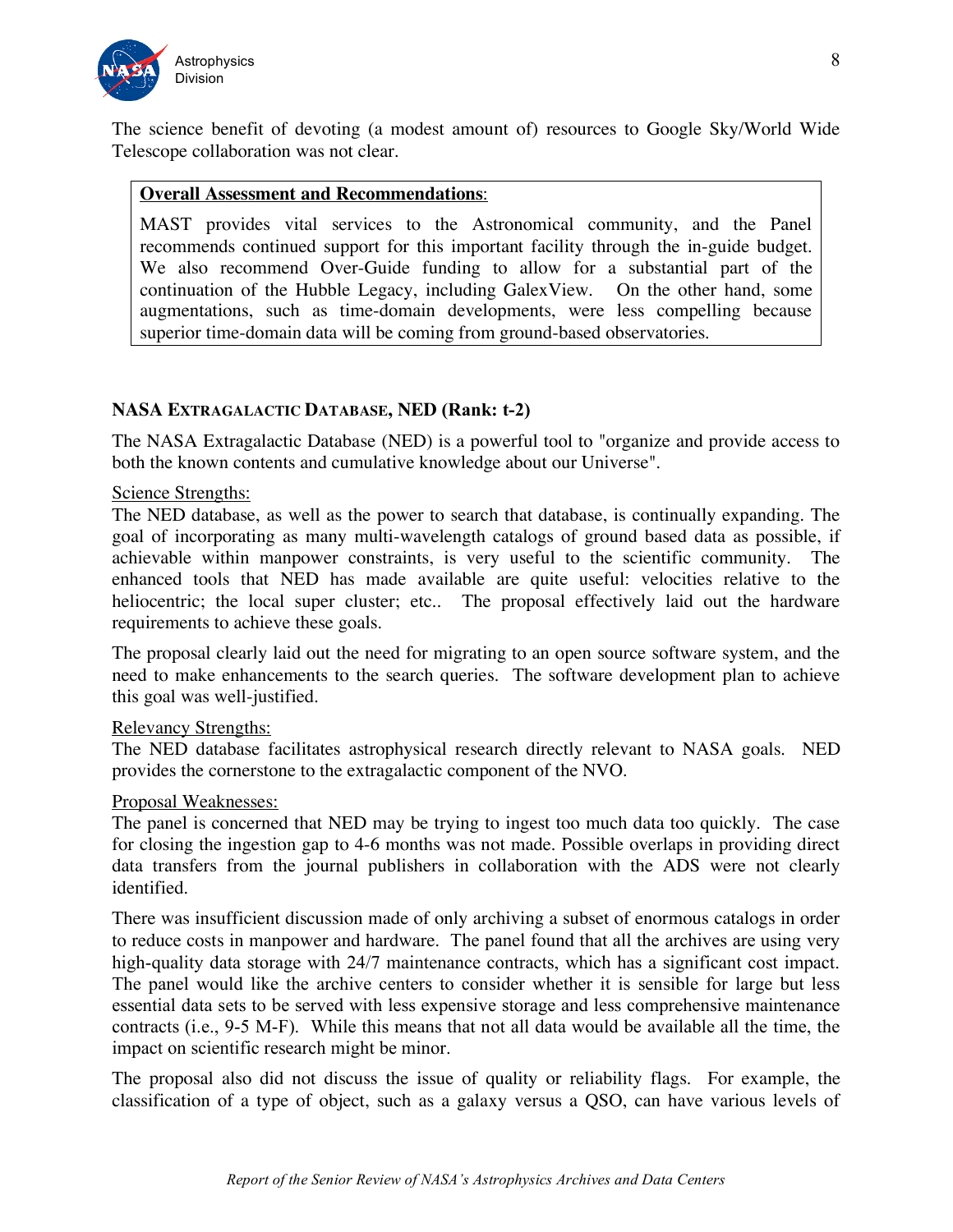The science benefit of devoting (a modest amount of) resources to Google Sky/World Wide Telescope collaboration was not clear.

> **<u>Overall Assessment and Recommendations</u>**:
>
> MAST provides vital services to the Astronomical community, and the Panel recommends continued support for this important facility through the in-guide budget. We also recommend Over-Guide funding to allow for a substantial part of the continuation of the Hubble Legacy, including GalexView. On the other hand, some augmentations, such as time-domain developments, were less compelling because superior time-domain data will be coming from ground-based observatories.

### NASA EXTRAGALACTIC DATABASE, NED (Rank: t-2)

The NASA Extragalactic Database (NED) is a powerful tool to "organize and provide access to both the known contents and cumulative knowledge about our Universe".

<u>Science Strengths:</u>
The NED database, as well as the power to search that database, is continually expanding. The goal of incorporating as many multi-wavelength catalogs of ground based data as possible, if achievable within manpower constraints, is very useful to the scientific community. The enhanced tools that NED has made available are quite useful: velocities relative to the heliocentric; the local super cluster; etc.. The proposal effectively laid out the hardware requirements to achieve these goals.

The proposal clearly laid out the need for migrating to an open source software system, and the need to make enhancements to the search queries. The software development plan to achieve this goal was well-justified.

<u>Relevancy Strengths:</u>
The NED database facilitates astrophysical research directly relevant to NASA goals. NED provides the cornerstone to the extragalactic component of the NVO.

<u>Proposal Weaknesses:</u>
The panel is concerned that NED may be trying to ingest too much data too quickly. The case for closing the ingestion gap to 4-6 months was not made. Possible overlaps in providing direct data transfers from the journal publishers in collaboration with the ADS were not clearly identified.

There was insufficient discussion made of only archiving a subset of enormous catalogs in order to reduce costs in manpower and hardware. The panel found that all the archives are using very high-quality data storage with 24/7 maintenance contracts, which has a significant cost impact. The panel would like the archive centers to consider whether it is sensible for large but less essential data sets to be served with less expensive storage and less comprehensive maintenance contracts (i.e., 9-5 M-F). While this means that not all data would be available all the time, the impact on scientific research might be minor.

The proposal also did not discuss the issue of quality or reliability flags. For example, the classification of a type of object, such as a galaxy versus a QSO, can have various levels of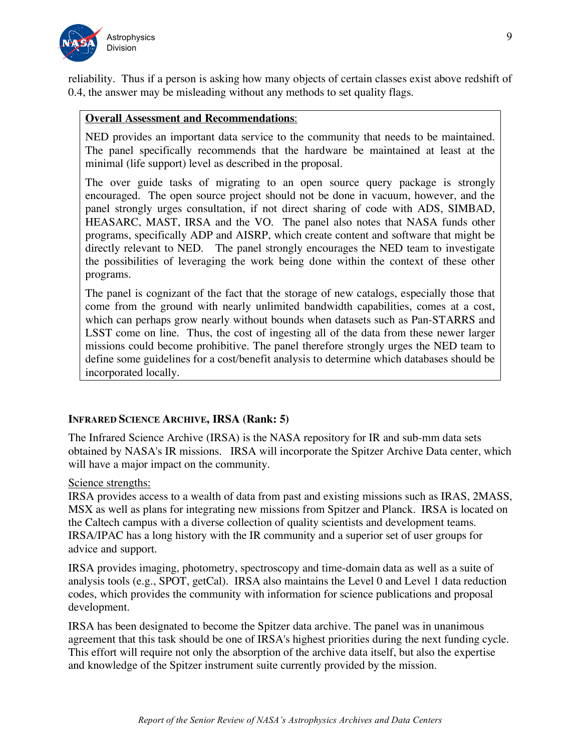reliability. Thus if a person is asking how many objects of certain classes exist above redshift of 0.4, the answer may be misleading without any methods to set quality flags.

**Overall Assessment and Recommendations**:

NED provides an important data service to the community that needs to be maintained. The panel specifically recommends that the hardware be maintained at least at the minimal (life support) level as described in the proposal.

The over guide tasks of migrating to an open source query package is strongly encouraged. The open source project should not be done in vacuum, however, and the panel strongly urges consultation, if not direct sharing of code with ADS, SIMBAD, HEASARC, MAST, IRSA and the VO. The panel also notes that NASA funds other programs, specifically ADP and AISRP, which create content and software that might be directly relevant to NED. The panel strongly encourages the NED team to investigate the possibilities of leveraging the work being done within the context of these other programs.

The panel is cognizant of the fact that the storage of new catalogs, especially those that come from the ground with nearly unlimited bandwidth capabilities, comes at a cost, which can perhaps grow nearly without bounds when datasets such as Pan-STARRS and LSST come on line. Thus, the cost of ingesting all of the data from these newer larger missions could become prohibitive. The panel therefore strongly urges the NED team to define some guidelines for a cost/benefit analysis to determine which databases should be incorporated locally.

### INFRARED SCIENCE ARCHIVE, IRSA (Rank: 5)

The Infrared Science Archive (IRSA) is the NASA repository for IR and sub-mm data sets obtained by NASA's IR missions. IRSA will incorporate the Spitzer Archive Data center, which will have a major impact on the community.

Science strengths:

IRSA provides access to a wealth of data from past and existing missions such as IRAS, 2MASS, MSX as well as plans for integrating new missions from Spitzer and Planck. IRSA is located on the Caltech campus with a diverse collection of quality scientists and development teams. IRSA/IPAC has a long history with the IR community and a superior set of user groups for advice and support.

IRSA provides imaging, photometry, spectroscopy and time-domain data as well as a suite of analysis tools (e.g., SPOT, getCal). IRSA also maintains the Level 0 and Level 1 data reduction codes, which provides the community with information for science publications and proposal development.

IRSA has been designated to become the Spitzer data archive. The panel was in unanimous agreement that this task should be one of IRSA's highest priorities during the next funding cycle. This effort will require not only the absorption of the archive data itself, but also the expertise and knowledge of the Spitzer instrument suite currently provided by the mission.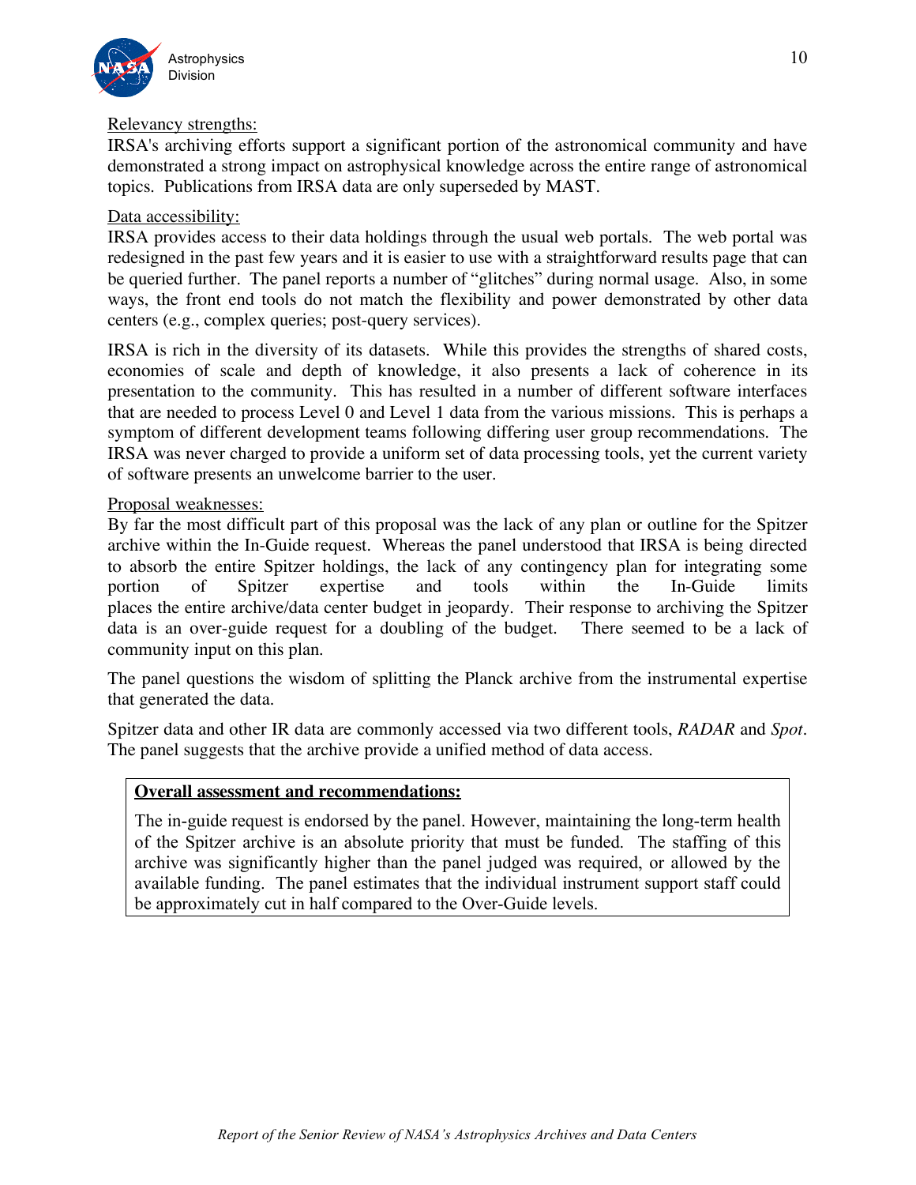<u>Relevancy strengths:</u>
IRSA's archiving efforts support a significant portion of the astronomical community and have demonstrated a strong impact on astrophysical knowledge across the entire range of astronomical topics. Publications from IRSA data are only superseded by MAST.

<u>Data accessibility:</u>
IRSA provides access to their data holdings through the usual web portals. The web portal was redesigned in the past few years and it is easier to use with a straightforward results page that can be queried further. The panel reports a number of "glitches" during normal usage. Also, in some ways, the front end tools do not match the flexibility and power demonstrated by other data centers (e.g., complex queries; post-query services).

IRSA is rich in the diversity of its datasets. While this provides the strengths of shared costs, economies of scale and depth of knowledge, it also presents a lack of coherence in its presentation to the community. This has resulted in a number of different software interfaces that are needed to process Level 0 and Level 1 data from the various missions. This is perhaps a symptom of different development teams following differing user group recommendations. The IRSA was never charged to provide a uniform set of data processing tools, yet the current variety of software presents an unwelcome barrier to the user.

<u>Proposal weaknesses:</u>
By far the most difficult part of this proposal was the lack of any plan or outline for the Spitzer archive within the In-Guide request. Whereas the panel understood that IRSA is being directed to absorb the entire Spitzer holdings, the lack of any contingency plan for integrating some portion of Spitzer expertise and tools within the In-Guide limits places the entire archive/data center budget in jeopardy. Their response to archiving the Spitzer data is an over-guide request for a doubling of the budget. There seemed to be a lack of community input on this plan.

The panel questions the wisdom of splitting the Planck archive from the instrumental expertise that generated the data.

Spitzer data and other IR data are commonly accessed via two different tools, *RADAR* and *Spot*. The panel suggests that the archive provide a unified method of data access.

**<u>Overall assessment and recommendations:</u>**

The in-guide request is endorsed by the panel. However, maintaining the long-term health of the Spitzer archive is an absolute priority that must be funded. The staffing of this archive was significantly higher than the panel judged was required, or allowed by the available funding. The panel estimates that the individual instrument support staff could be approximately cut in half compared to the Over-Guide levels.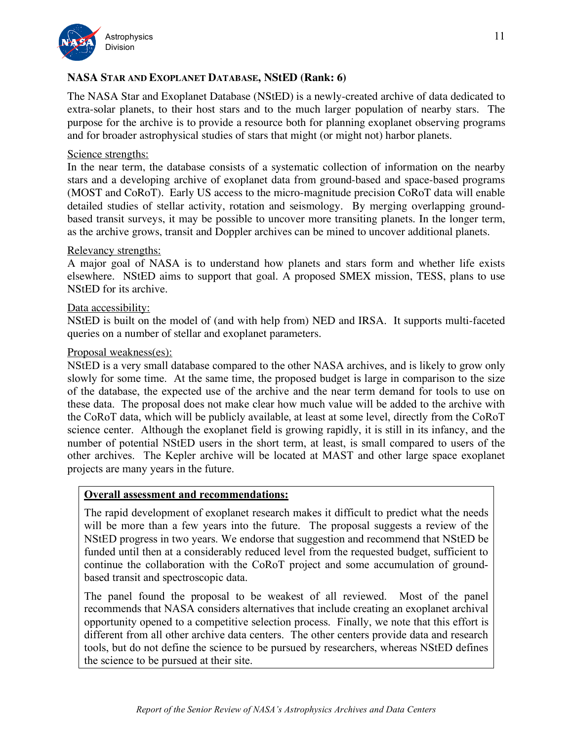### NASA Star and Exoplanet Database, NStED (Rank: 6)

The NASA Star and Exoplanet Database (NStED) is a newly-created archive of data dedicated to extra-solar planets, to their host stars and to the much larger population of nearby stars. The purpose for the archive is to provide a resource both for planning exoplanet observing programs and for broader astrophysical studies of stars that might (or might not) harbor planets.

Science strengths:
In the near term, the database consists of a systematic collection of information on the nearby stars and a developing archive of exoplanet data from ground-based and space-based programs (MOST and CoRoT). Early US access to the micro-magnitude precision CoRoT data will enable detailed studies of stellar activity, rotation and seismology. By merging overlapping ground-based transit surveys, it may be possible to uncover more transiting planets. In the longer term, as the archive grows, transit and Doppler archives can be mined to uncover additional planets.

Relevancy strengths:
A major goal of NASA is to understand how planets and stars form and whether life exists elsewhere. NStED aims to support that goal. A proposed SMEX mission, TESS, plans to use NStED for its archive.

Data accessibility:
NStED is built on the model of (and with help from) NED and IRSA. It supports multi-faceted queries on a number of stellar and exoplanet parameters.

Proposal weakness(es):
NStED is a very small database compared to the other NASA archives, and is likely to grow only slowly for some time. At the same time, the proposed budget is large in comparison to the size of the database, the expected use of the archive and the near term demand for tools to use on these data. The proposal does not make clear how much value will be added to the archive with the CoRoT data, which will be publicly available, at least at some level, directly from the CoRoT science center. Although the exoplanet field is growing rapidly, it is still in its infancy, and the number of potential NStED users in the short term, at least, is small compared to users of the other archives. The Kepler archive will be located at MAST and other large space exoplanet projects are many years in the future.

**Overall assessment and recommendations:**

The rapid development of exoplanet research makes it difficult to predict what the needs will be more than a few years into the future. The proposal suggests a review of the NStED progress in two years. We endorse that suggestion and recommend that NStED be funded until then at a considerably reduced level from the requested budget, sufficient to continue the collaboration with the CoRoT project and some accumulation of ground-based transit and spectroscopic data.

The panel found the proposal to be weakest of all reviewed. Most of the panel recommends that NASA considers alternatives that include creating an exoplanet archival opportunity opened to a competitive selection process. Finally, we note that this effort is different from all other archive data centers. The other centers provide data and research tools, but do not define the science to be pursued by researchers, whereas NStED defines the science to be pursued at their site.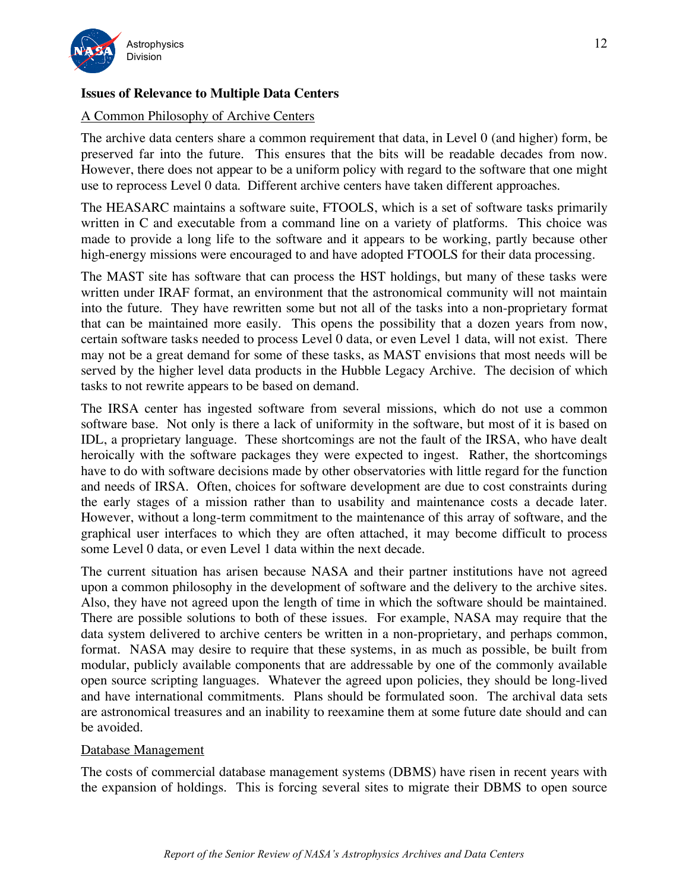## Issues of Relevance to Multiple Data Centers

### A Common Philosophy of Archive Centers

The archive data centers share a common requirement that data, in Level 0 (and higher) form, be preserved far into the future. This ensures that the bits will be readable decades from now. However, there does not appear to be a uniform policy with regard to the software that one might use to reprocess Level 0 data. Different archive centers have taken different approaches.

The HEASARC maintains a software suite, FTOOLS, which is a set of software tasks primarily written in C and executable from a command line on a variety of platforms. This choice was made to provide a long life to the software and it appears to be working, partly because other high-energy missions were encouraged to and have adopted FTOOLS for their data processing.

The MAST site has software that can process the HST holdings, but many of these tasks were written under IRAF format, an environment that the astronomical community will not maintain into the future. They have rewritten some but not all of the tasks into a non-proprietary format that can be maintained more easily. This opens the possibility that a dozen years from now, certain software tasks needed to process Level 0 data, or even Level 1 data, will not exist. There may not be a great demand for some of these tasks, as MAST envisions that most needs will be served by the higher level data products in the Hubble Legacy Archive. The decision of which tasks to not rewrite appears to be based on demand.

The IRSA center has ingested software from several missions, which do not use a common software base. Not only is there a lack of uniformity in the software, but most of it is based on IDL, a proprietary language. These shortcomings are not the fault of the IRSA, who have dealt heroically with the software packages they were expected to ingest. Rather, the shortcomings have to do with software decisions made by other observatories with little regard for the function and needs of IRSA. Often, choices for software development are due to cost constraints during the early stages of a mission rather than to usability and maintenance costs a decade later. However, without a long-term commitment to the maintenance of this array of software, and the graphical user interfaces to which they are often attached, it may become difficult to process some Level 0 data, or even Level 1 data within the next decade.

The current situation has arisen because NASA and their partner institutions have not agreed upon a common philosophy in the development of software and the delivery to the archive sites. Also, they have not agreed upon the length of time in which the software should be maintained. There are possible solutions to both of these issues. For example, NASA may require that the data system delivered to archive centers be written in a non-proprietary, and perhaps common, format. NASA may desire to require that these systems, in as much as possible, be built from modular, publicly available components that are addressable by one of the commonly available open source scripting languages. Whatever the agreed upon policies, they should be long-lived and have international commitments. Plans should be formulated soon. The archival data sets are astronomical treasures and an inability to reexamine them at some future date should and can be avoided.

### Database Management

The costs of commercial database management systems (DBMS) have risen in recent years with the expansion of holdings. This is forcing several sites to migrate their DBMS to open source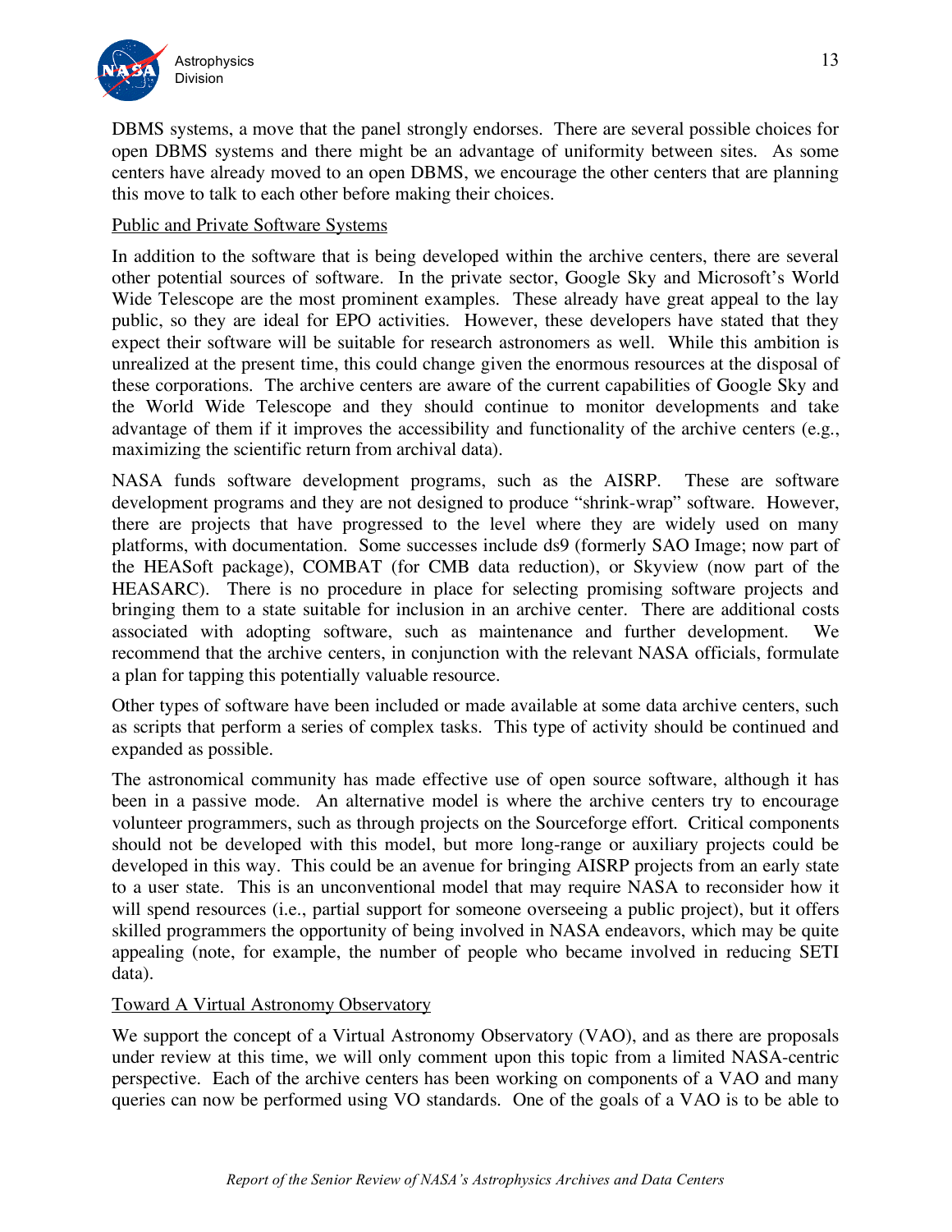DBMS systems, a move that the panel strongly endorses. There are several possible choices for open DBMS systems and there might be an advantage of uniformity between sites. As some centers have already moved to an open DBMS, we encourage the other centers that are planning this move to talk to each other before making their choices.

Public and Private Software Systems

In addition to the software that is being developed within the archive centers, there are several other potential sources of software. In the private sector, Google Sky and Microsoft's World Wide Telescope are the most prominent examples. These already have great appeal to the lay public, so they are ideal for EPO activities. However, these developers have stated that they expect their software will be suitable for research astronomers as well. While this ambition is unrealized at the present time, this could change given the enormous resources at the disposal of these corporations. The archive centers are aware of the current capabilities of Google Sky and the World Wide Telescope and they should continue to monitor developments and take advantage of them if it improves the accessibility and functionality of the archive centers (e.g., maximizing the scientific return from archival data).

NASA funds software development programs, such as the AISRP. These are software development programs and they are not designed to produce "shrink-wrap" software. However, there are projects that have progressed to the level where they are widely used on many platforms, with documentation. Some successes include ds9 (formerly SAO Image; now part of the HEASoft package), COMBAT (for CMB data reduction), or Skyview (now part of the HEASARC). There is no procedure in place for selecting promising software projects and bringing them to a state suitable for inclusion in an archive center. There are additional costs associated with adopting software, such as maintenance and further development. We recommend that the archive centers, in conjunction with the relevant NASA officials, formulate a plan for tapping this potentially valuable resource.

Other types of software have been included or made available at some data archive centers, such as scripts that perform a series of complex tasks. This type of activity should be continued and expanded as possible.

The astronomical community has made effective use of open source software, although it has been in a passive mode. An alternative model is where the archive centers try to encourage volunteer programmers, such as through projects on the Sourceforge effort. Critical components should not be developed with this model, but more long-range or auxiliary projects could be developed in this way. This could be an avenue for bringing AISRP projects from an early state to a user state. This is an unconventional model that may require NASA to reconsider how it will spend resources (i.e., partial support for someone overseeing a public project), but it offers skilled programmers the opportunity of being involved in NASA endeavors, which may be quite appealing (note, for example, the number of people who became involved in reducing SETI data).

Toward A Virtual Astronomy Observatory

We support the concept of a Virtual Astronomy Observatory (VAO), and as there are proposals under review at this time, we will only comment upon this topic from a limited NASA-centric perspective. Each of the archive centers has been working on components of a VAO and many queries can now be performed using VO standards. One of the goals of a VAO is to be able to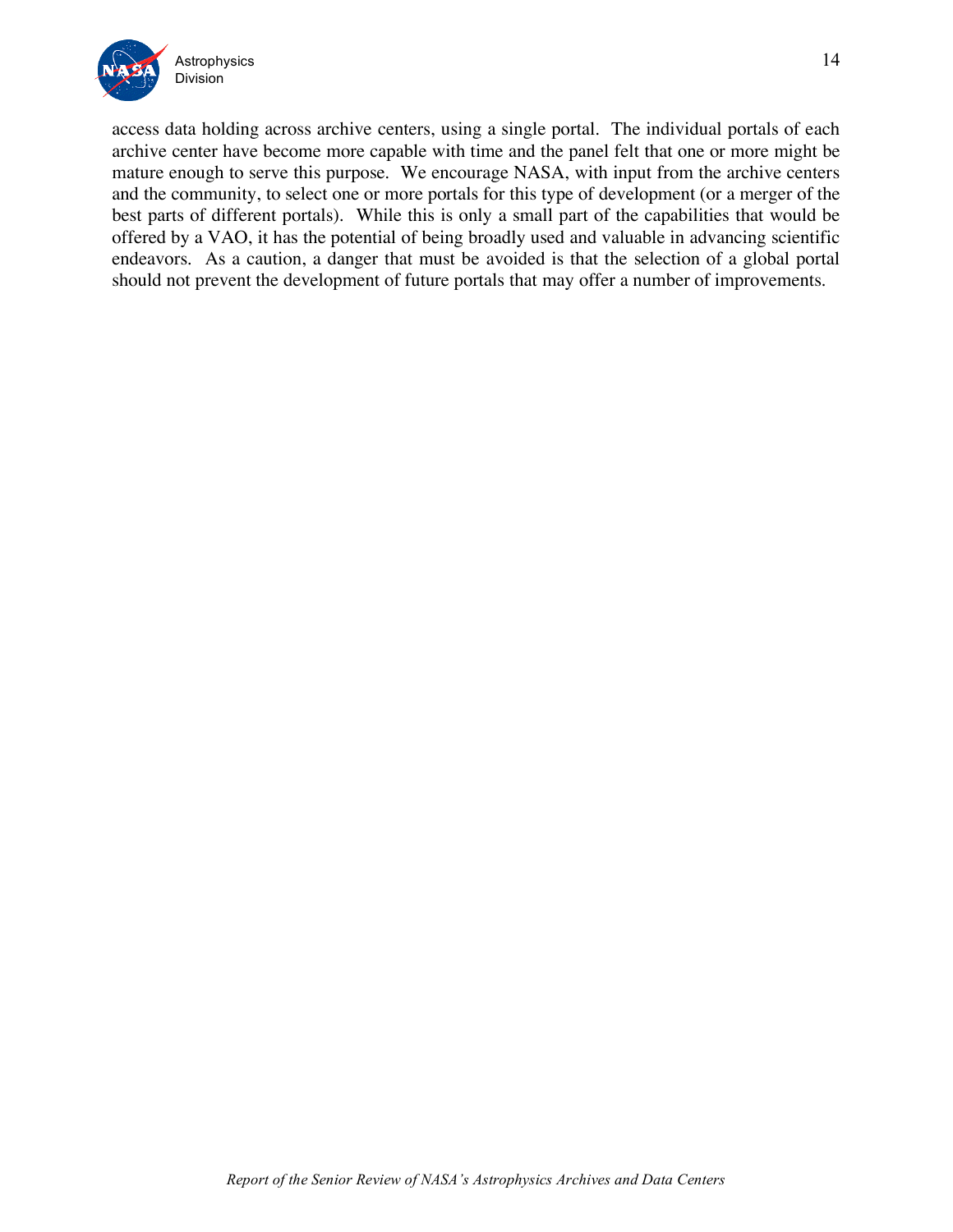access data holding across archive centers, using a single portal. The individual portals of each archive center have become more capable with time and the panel felt that one or more might be mature enough to serve this purpose. We encourage NASA, with input from the archive centers and the community, to select one or more portals for this type of development (or a merger of the best parts of different portals). While this is only a small part of the capabilities that would be offered by a VAO, it has the potential of being broadly used and valuable in advancing scientific endeavors. As a caution, a danger that must be avoided is that the selection of a global portal should not prevent the development of future portals that may offer a number of improvements.